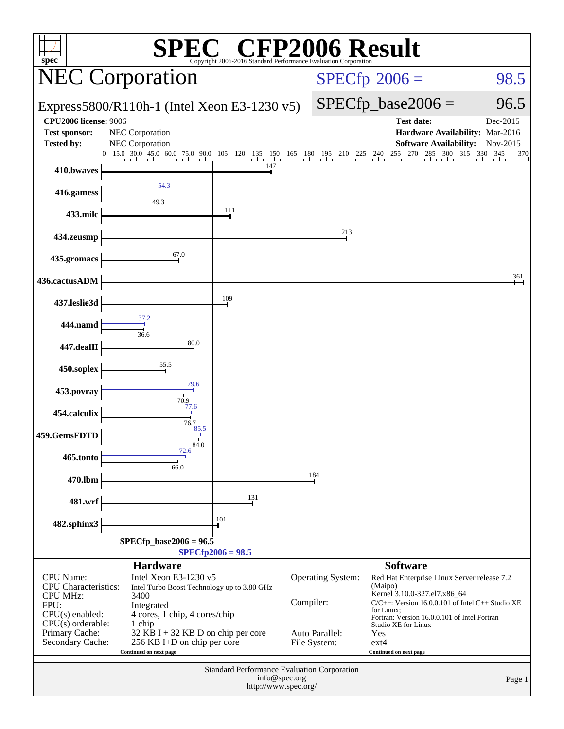# SPEC CFP2006 Result

Copyright 2006-2016 Standard Performance Evaluation Corporation

## NEC Corporation

Express5800/R110h-1 (Intel Xeon E3-1230 v5)

SPECfp 2006 = 98.5

SPECfp_base2006 = 96.5

| | | | |
|---|---|---|---|
| **CPU2006 license:** 9006 | | **Test date:** | Dec-2015 |
| **Test sponsor:** | NEC Corporation | **Hardware Availability:** | Mar-2016 |
| **Tested by:** | NEC Corporation | **Software Availability:** | Nov-2015 |

| Benchmark | Base | Peak |
|---|---|---|
| 410.bwaves | 147 | |
| 416.gamess | 49.3 | 54.3 |
| 433.milc | 111 | |
| 434.zeusmp | 213 | |
| 435.gromacs | 67.0 | |
| 436.cactusADM | 361 | |
| 437.leslie3d | 109 | |
| 444.namd | 36.6 | 37.2 |
| 447.dealII | 80.0 | |
| 450.soplex | 55.5 | |
| 453.povray | 70.9 | 79.6 |
| 454.calculix | 76.7 | 77.6 |
| 459.GemsFDTD | 84.0 | 85.5 |
| 465.tonto | 66.0 | 72.6 |
| 470.lbm | 184 | |
| 481.wrf | 131 | |
| 482.sphinx3 | 101 | |

SPECfp_base2006 = 96.5

SPECfp2006 = 98.5

### Hardware

| | |
|---|---|
| CPU Name: | Intel Xeon E3-1230 v5 |
| CPU Characteristics: | Intel Turbo Boost Technology up to 3.80 GHz |
| CPU MHz: | 3400 |
| FPU: | Integrated |
| CPU(s) enabled: | 4 cores, 1 chip, 4 cores/chip |
| CPU(s) orderable: | 1 chip |
| Primary Cache: | 32 KB I + 32 KB D on chip per core |
| Secondary Cache: | 256 KB I+D on chip per core |

Continued on next page

### Software

| | |
|---|---|
| Operating System: | Red Hat Enterprise Linux Server release 7.2 (Maipo) Kernel 3.10.0-327.el7.x86_64 |
| Compiler: | C/C++: Version 16.0.0.101 of Intel C++ Studio XE for Linux; Fortran: Version 16.0.0.101 of Intel Fortran Studio XE for Linux |
| Auto Parallel: | Yes |
| File System: | ext4 |

Continued on next page

Standard Performance Evaluation Corporation
info@spec.org
http://www.spec.org/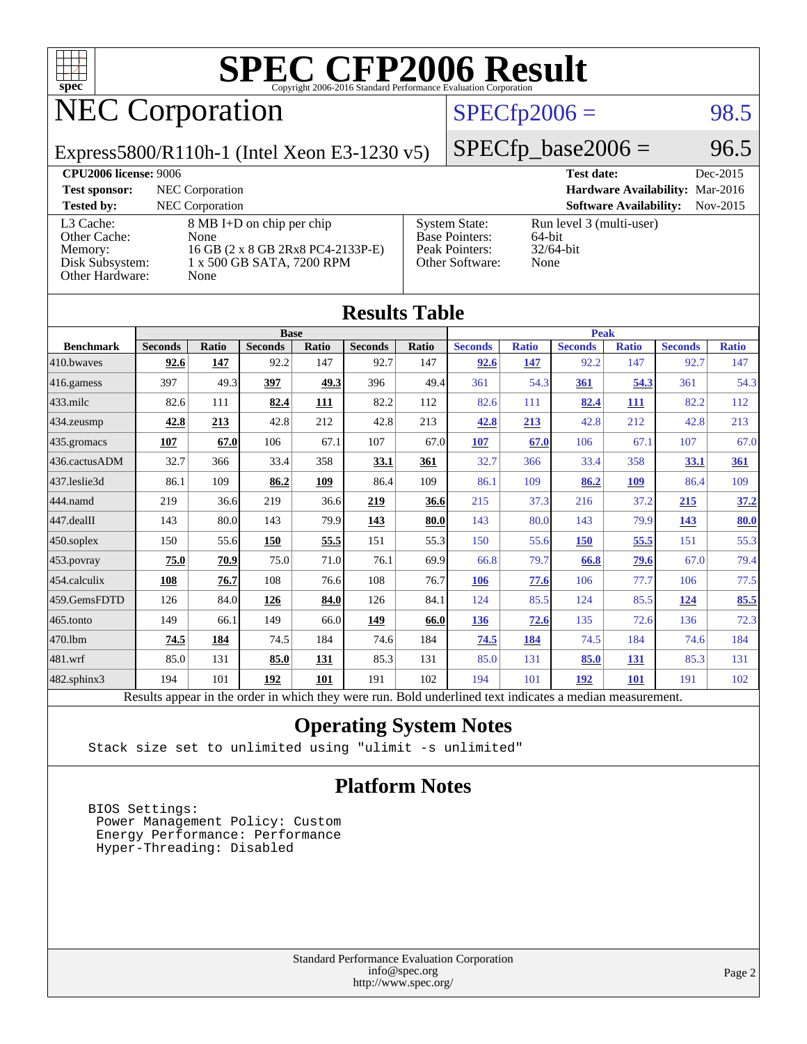# SPEC CFP2006 Result

Copyright 2006-2016 Standard Performance Evaluation Corporation

## NEC Corporation

Express5800/R110h-1 (Intel Xeon E3-1230 v5)

SPECfp2006 = 98.5

SPECfp_base2006 = 96.5

| | | | |
|---|---|---|---|
| **CPU2006 license:** 9006 | | **Test date:** | Dec-2015 |
| **Test sponsor:** | NEC Corporation | **Hardware Availability:** | Mar-2016 |
| **Tested by:** | NEC Corporation | **Software Availability:** | Nov-2015 |

| | | | |
|---|---|---|---|
| L3 Cache: | 8 MB I+D on chip per chip | System State: | Run level 3 (multi-user) |
| Other Cache: | None | Base Pointers: | 64-bit |
| Memory: | 16 GB (2 x 8 GB 2Rx8 PC4-2133P-E) | Peak Pointers: | 32/64-bit |
| Disk Subsystem: | 1 x 500 GB SATA, 7200 RPM | Other Software: | None |
| Other Hardware: | None | | |

## Results Table

| | Base | | | | | | Peak | | | | | |
|---|---|---|---|---|---|---|---|---|---|---|---|---|
| **Benchmark** | **Seconds** | **Ratio** | **Seconds** | **Ratio** | **Seconds** | **Ratio** | **Seconds** | **Ratio** | **Seconds** | **Ratio** | **Seconds** | **Ratio** |
| 410.bwaves | **92.6** | **147** | 92.2 | 147 | 92.7 | 147 | **92.6** | **147** | 92.2 | 147 | 92.7 | 147 |
| 416.gamess | 397 | 49.3 | **397** | **49.3** | 396 | 49.4 | 361 | 54.3 | **361** | **54.3** | 361 | 54.3 |
| 433.milc | 82.6 | 111 | **82.4** | **111** | 82.2 | 112 | 82.6 | 111 | **82.4** | **111** | 82.2 | 112 |
| 434.zeusmp | **42.8** | **213** | 42.8 | 212 | 42.8 | 213 | **42.8** | **213** | 42.8 | 212 | 42.8 | 213 |
| 435.gromacs | **107** | **67.0** | 106 | 67.1 | 107 | 67.0 | **107** | **67.0** | 106 | 67.1 | 107 | 67.0 |
| 436.cactusADM | 32.7 | 366 | 33.4 | 358 | **33.1** | **361** | 32.7 | 366 | 33.4 | 358 | **33.1** | **361** |
| 437.leslie3d | 86.1 | 109 | **86.2** | **109** | 86.4 | 109 | 86.1 | 109 | **86.2** | **109** | 86.4 | 109 |
| 444.namd | 219 | 36.6 | 219 | 36.6 | **219** | **36.6** | 215 | 37.3 | 216 | 37.2 | **215** | **37.2** |
| 447.dealII | 143 | 80.0 | 143 | 79.9 | **143** | **80.0** | 143 | 80.0 | 143 | 79.9 | **143** | **80.0** |
| 450.soplex | 150 | 55.6 | **150** | **55.5** | 151 | 55.3 | 150 | 55.6 | **150** | **55.5** | 151 | 55.3 |
| 453.povray | **75.0** | **70.9** | 75.0 | 71.0 | 76.1 | 69.9 | 66.8 | 79.7 | **66.8** | **79.6** | 67.0 | 79.4 |
| 454.calculix | **108** | **76.7** | 108 | 76.6 | 108 | 76.7 | **106** | **77.6** | 106 | 77.7 | 106 | 77.5 |
| 459.GemsFDTD | 126 | 84.0 | **126** | **84.0** | 126 | 84.1 | 124 | 85.5 | 124 | 85.5 | **124** | **85.5** |
| 465.tonto | 149 | 66.1 | 149 | 66.0 | **149** | **66.0** | **136** | **72.6** | 135 | 72.6 | 136 | 72.3 |
| 470.lbm | **74.5** | **184** | 74.5 | 184 | 74.6 | 184 | **74.5** | **184** | 74.5 | 184 | 74.6 | 184 |
| 481.wrf | 85.0 | 131 | **85.0** | **131** | 85.3 | 131 | 85.0 | 131 | **85.0** | **131** | 85.3 | 131 |
| 482.sphinx3 | 194 | 101 | **192** | **101** | 191 | 102 | 194 | 101 | **192** | **101** | 191 | 102 |

Results appear in the order in which they were run. Bold underlined text indicates a median measurement.

## Operating System Notes

```
Stack size set to unlimited using "ulimit -s unlimited"
```

## Platform Notes

```
BIOS Settings:
 Power Management Policy: Custom
 Energy Performance: Performance
 Hyper-Threading: Disabled
```

Standard Performance Evaluation Corporation
info@spec.org
http://www.spec.org/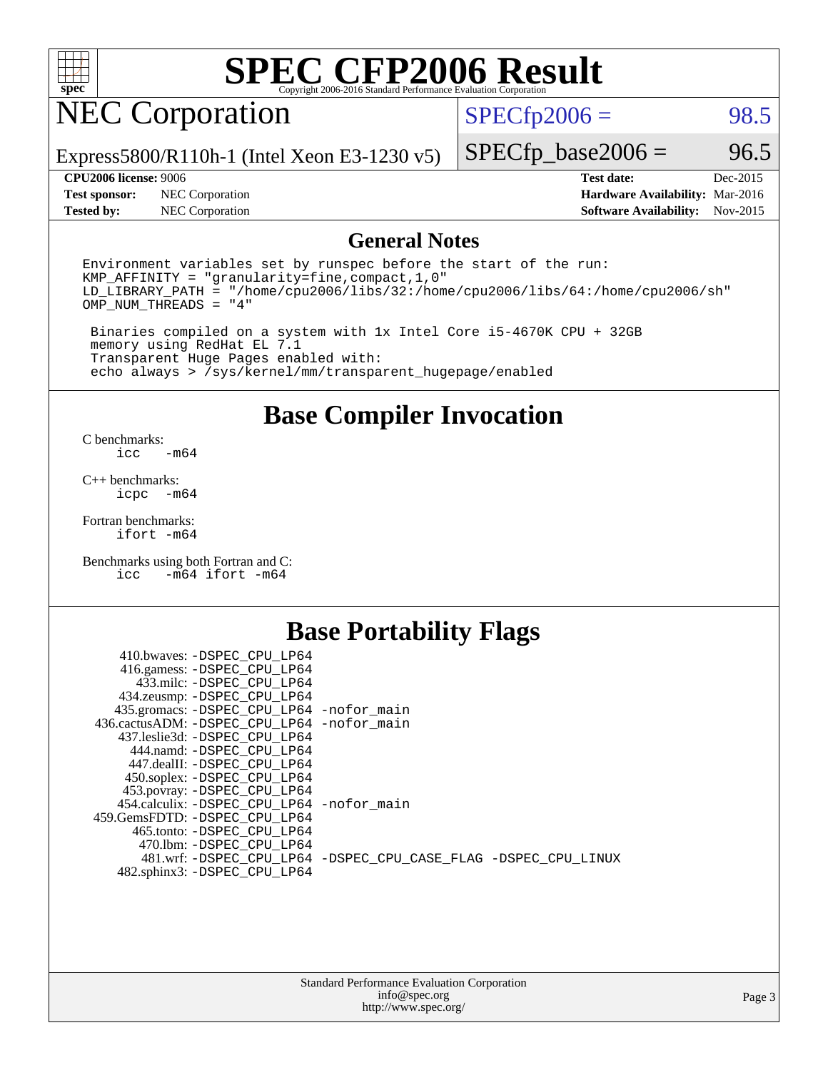# SPEC CFP2006 Result

Copyright 2006-2016 Standard Performance Evaluation Corporation

## NEC Corporation

Express5800/R110h-1 (Intel Xeon E3-1230 v5)

SPECfp2006 = 98.5

SPECfp_base2006 = 96.5

| | | | |
|---|---|---|---|
| **CPU2006 license:** 9006 | | **Test date:** | Dec-2015 |
| **Test sponsor:** | NEC Corporation | **Hardware Availability:** | Mar-2016 |
| **Tested by:** | NEC Corporation | **Software Availability:** | Nov-2015 |

## General Notes

```
Environment variables set by runspec before the start of the run:
KMP_AFFINITY = "granularity=fine,compact,1,0"
LD_LIBRARY_PATH = "/home/cpu2006/libs/32:/home/cpu2006/libs/64:/home/cpu2006/sh"
OMP_NUM_THREADS = "4"

 Binaries compiled on a system with 1x Intel Core i5-4670K CPU + 32GB
 memory using RedHat EL 7.1
 Transparent Huge Pages enabled with:
 echo always > /sys/kernel/mm/transparent_hugepage/enabled
```

## Base Compiler Invocation

C benchmarks:
```
icc   -m64
```

C++ benchmarks:
```
icpc  -m64
```

Fortran benchmarks:
```
ifort -m64
```

Benchmarks using both Fortran and C:
```
icc   -m64 ifort -m64
```

## Base Portability Flags

```
     410.bwaves: -DSPEC_CPU_LP64
     416.gamess: -DSPEC_CPU_LP64
       433.milc: -DSPEC_CPU_LP64
     434.zeusmp: -DSPEC_CPU_LP64
    435.gromacs: -DSPEC_CPU_LP64 -nofor_main
 436.cactusADM: -DSPEC_CPU_LP64 -nofor_main
    437.leslie3d: -DSPEC_CPU_LP64
      444.namd: -DSPEC_CPU_LP64
     447.dealII: -DSPEC_CPU_LP64
     450.soplex: -DSPEC_CPU_LP64
     453.povray: -DSPEC_CPU_LP64
    454.calculix: -DSPEC_CPU_LP64 -nofor_main
  459.GemsFDTD: -DSPEC_CPU_LP64
      465.tonto: -DSPEC_CPU_LP64
        470.lbm: -DSPEC_CPU_LP64
        481.wrf: -DSPEC_CPU_LP64 -DSPEC_CPU_CASE_FLAG -DSPEC_CPU_LINUX
    482.sphinx3: -DSPEC_CPU_LP64
```

Standard Performance Evaluation Corporation
info@spec.org
http://www.spec.org/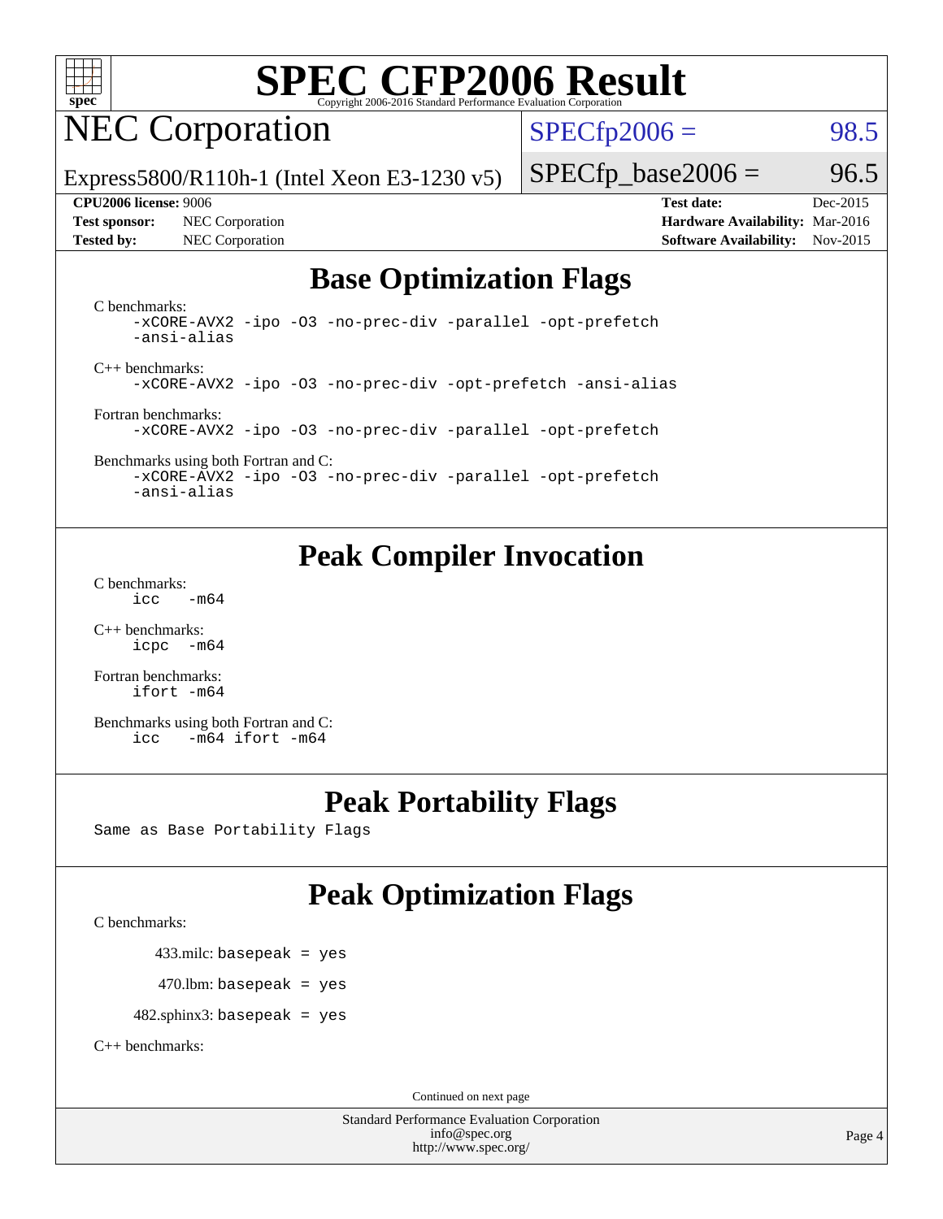# SPEC CFP2006 Result

Copyright 2006-2016 Standard Performance Evaluation Corporation

## NEC Corporation

Express5800/R110h-1 (Intel Xeon E3-1230 v5)

SPECfp2006 = 98.5

SPECfp_base2006 = 96.5

| | | | |
|---|---|---|---|
| **CPU2006 license:** 9006 | | **Test date:** | Dec-2015 |
| **Test sponsor:** | NEC Corporation | **Hardware Availability:** | Mar-2016 |
| **Tested by:** | NEC Corporation | **Software Availability:** | Nov-2015 |

## Base Optimization Flags

C benchmarks:

```
-xCORE-AVX2 -ipo -O3 -no-prec-div -parallel -opt-prefetch
-ansi-alias
```

C++ benchmarks:

```
-xCORE-AVX2 -ipo -O3 -no-prec-div -opt-prefetch -ansi-alias
```

Fortran benchmarks:

```
-xCORE-AVX2 -ipo -O3 -no-prec-div -parallel -opt-prefetch
```

Benchmarks using both Fortran and C:

```
-xCORE-AVX2 -ipo -O3 -no-prec-div -parallel -opt-prefetch
-ansi-alias
```

## Peak Compiler Invocation

C benchmarks:

```
icc   -m64
```

C++ benchmarks:

```
icpc  -m64
```

Fortran benchmarks:

```
ifort -m64
```

Benchmarks using both Fortran and C:

```
icc   -m64 ifort -m64
```

## Peak Portability Flags

Same as Base Portability Flags

## Peak Optimization Flags

C benchmarks:

433.milc: basepeak = yes

470.lbm: basepeak = yes

482.sphinx3: basepeak = yes

C++ benchmarks:

Continued on next page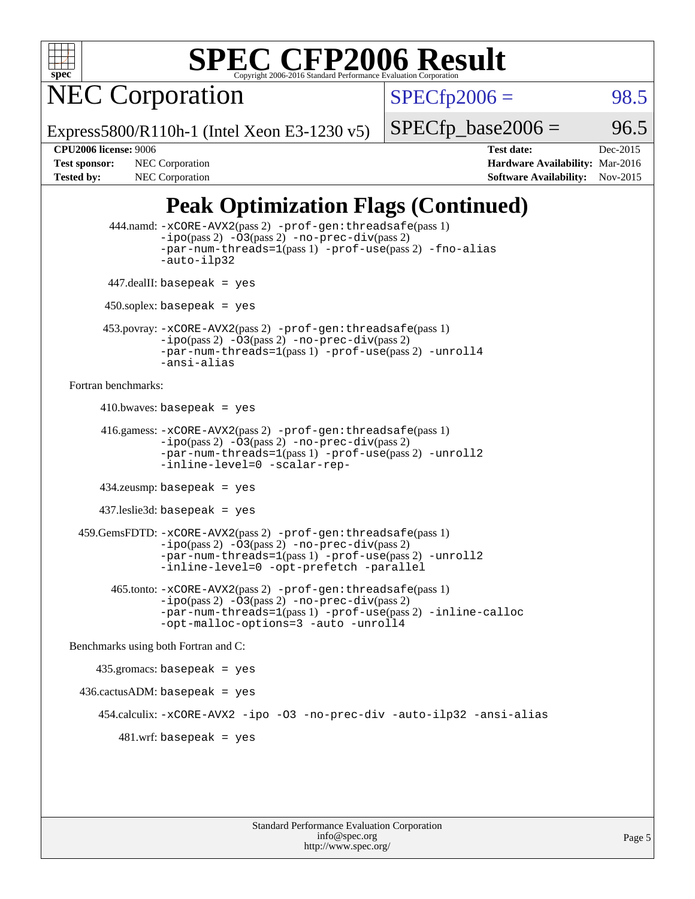# SPEC CFP2006 Result

Copyright 2006-2016 Standard Performance Evaluation Corporation

## NEC Corporation

Express5800/R110h-1 (Intel Xeon E3-1230 v5)

SPECfp2006 = 98.5

SPECfp_base2006 = 96.5

| | | | |
|---|---|---|---|
| **CPU2006 license:** 9006 | | **Test date:** | Dec-2015 |
| **Test sponsor:** | NEC Corporation | **Hardware Availability:** | Mar-2016 |
| **Tested by:** | NEC Corporation | **Software Availability:** | Nov-2015 |

## Peak Optimization Flags (Continued)

444.namd: -xCORE-AVX2(pass 2) -prof-gen:threadsafe(pass 1) -ipo(pass 2) -O3(pass 2) -no-prec-div(pass 2) -par-num-threads=1(pass 1) -prof-use(pass 2) -fno-alias -auto-ilp32

447.dealII: basepeak = yes

450.soplex: basepeak = yes

453.povray: -xCORE-AVX2(pass 2) -prof-gen:threadsafe(pass 1) -ipo(pass 2) -O3(pass 2) -no-prec-div(pass 2) -par-num-threads=1(pass 1) -prof-use(pass 2) -unroll4 -ansi-alias

Fortran benchmarks:

410.bwaves: basepeak = yes

416.gamess: -xCORE-AVX2(pass 2) -prof-gen:threadsafe(pass 1) -ipo(pass 2) -O3(pass 2) -no-prec-div(pass 2) -par-num-threads=1(pass 1) -prof-use(pass 2) -unroll2 -inline-level=0 -scalar-rep-

434.zeusmp: basepeak = yes

437.leslie3d: basepeak = yes

459.GemsFDTD: -xCORE-AVX2(pass 2) -prof-gen:threadsafe(pass 1) -ipo(pass 2) -O3(pass 2) -no-prec-div(pass 2) -par-num-threads=1(pass 1) -prof-use(pass 2) -unroll2 -inline-level=0 -opt-prefetch -parallel

465.tonto: -xCORE-AVX2(pass 2) -prof-gen:threadsafe(pass 1) -ipo(pass 2) -O3(pass 2) -no-prec-div(pass 2) -par-num-threads=1(pass 1) -prof-use(pass 2) -inline-calloc -opt-malloc-options=3 -auto -unroll4

Benchmarks using both Fortran and C:

435.gromacs: basepeak = yes

436.cactusADM: basepeak = yes

454.calculix: -xCORE-AVX2 -ipo -O3 -no-prec-div -auto-ilp32 -ansi-alias

481.wrf: basepeak = yes

Standard Performance Evaluation Corporation
info@spec.org
http://www.spec.org/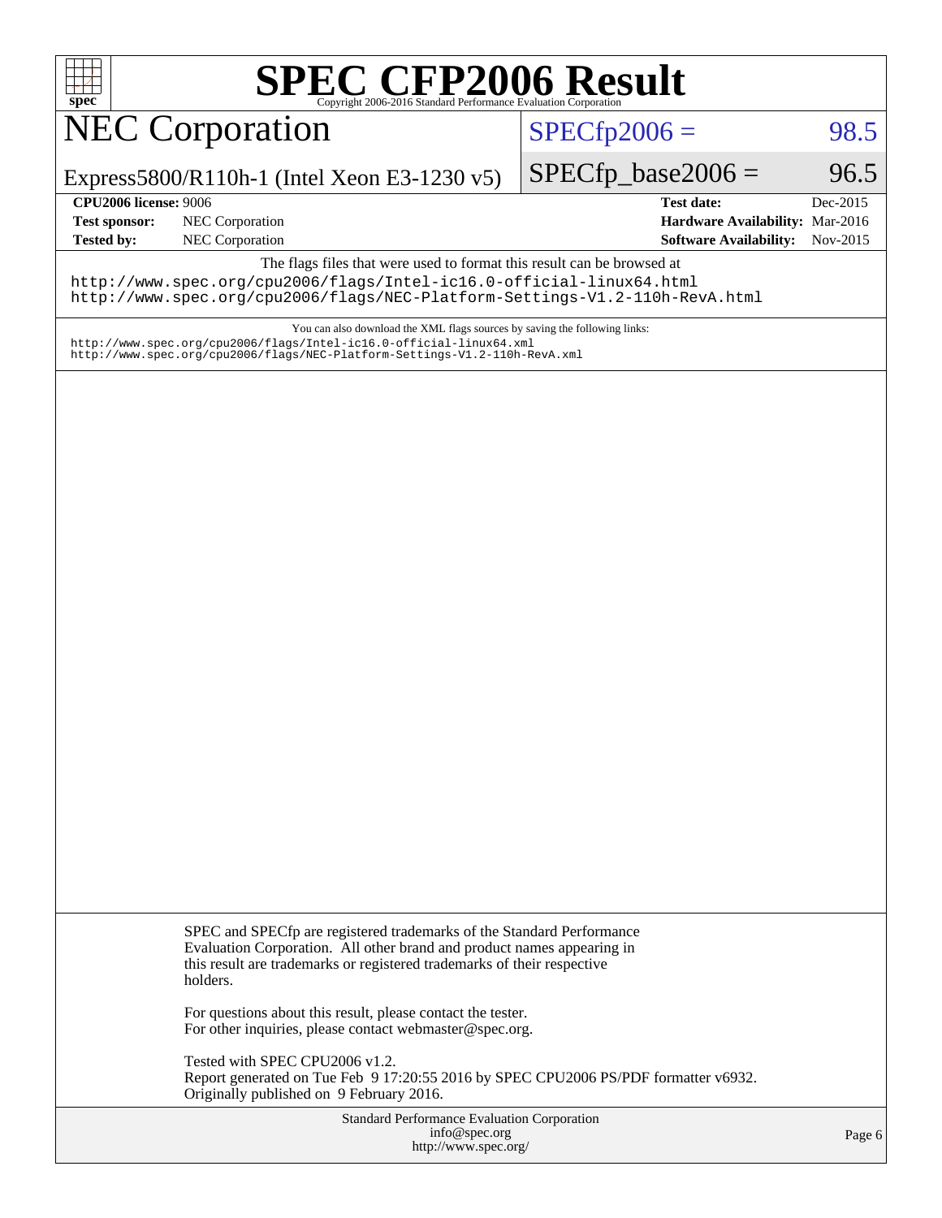# SPEC CFP2006 Result

Copyright 2006-2016 Standard Performance Evaluation Corporation

## NEC Corporation

Express5800/R110h-1 (Intel Xeon E3-1230 v5)

SPECfp2006 = 98.5

SPECfp_base2006 = 96.5

| | | | |
|---|---|---|---|
| **CPU2006 license:** 9006 | | **Test date:** | Dec-2015 |
| **Test sponsor:** | NEC Corporation | **Hardware Availability:** | Mar-2016 |
| **Tested by:** | NEC Corporation | **Software Availability:** | Nov-2015 |

The flags files that were used to format this result can be browsed at

http://www.spec.org/cpu2006/flags/Intel-ic16.0-official-linux64.html
http://www.spec.org/cpu2006/flags/NEC-Platform-Settings-V1.2-110h-RevA.html

You can also download the XML flags sources by saving the following links:

http://www.spec.org/cpu2006/flags/Intel-ic16.0-official-linux64.xml
http://www.spec.org/cpu2006/flags/NEC-Platform-Settings-V1.2-110h-RevA.xml

SPEC and SPECfp are registered trademarks of the Standard Performance Evaluation Corporation. All other brand and product names appearing in this result are trademarks or registered trademarks of their respective holders.

For questions about this result, please contact the tester.
For other inquiries, please contact webmaster@spec.org.

Tested with SPEC CPU2006 v1.2.
Report generated on Tue Feb 9 17:20:55 2016 by SPEC CPU2006 PS/PDF formatter v6932.
Originally published on 9 February 2016.

Standard Performance Evaluation Corporation
info@spec.org
http://www.spec.org/